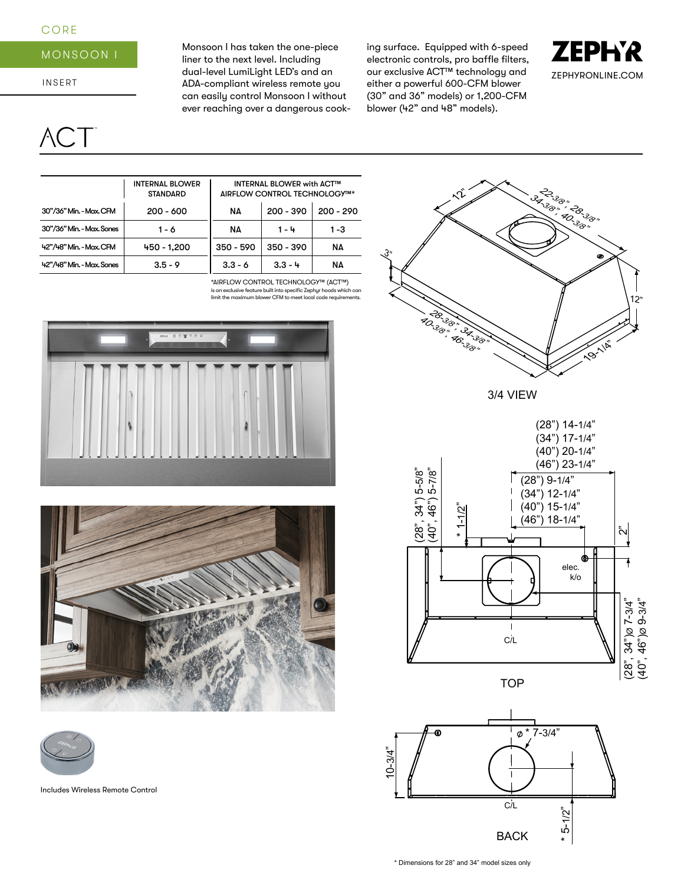CORE

MONSOON I

INSERT

Monsoon I has taken the one-piece liner to the next level. Including dual-level LumiLight LED's and an ADA-compliant wireless remote you can easily control Monsoon I without ever reaching over a dangerous cooking surface. Equipped with 6-speed electronic controls, pro baffle filters, our exclusive ACT™ technology and either a powerful 600-CFM blower (30" and 36" models) or 1,200-CFM blower (42" and 48" models).

ZEPHYR

ZEPHYRONLINE.COM

ACT™

| | INTERNAL BLOWER STANDARD | INTERNAL BLOWER with ACT™ AIRFLOW CONTROL TECHNOLOGY™* | | |
|---|---|---|---|---|
| 30"/36" Min. - Max. CFM | 200 - 600 | NA | 200 - 390 | 200 - 290 |
| 30"/36" Min. - Max. Sones | 1 - 6 | NA | 1 - 4 | 1 - 3 |
| 42"/48" Min. - Max. CFM | 450 - 1,200 | 350 - 590 | 350 - 390 | NA |
| 42"/48" Min. - Max. Sones | 3.5 - 9 | 3.3 - 6 | 3.3 - 4 | NA |

*AIRFLOW CONTROL TECHNOLOGY™ (ACT™) is an exclusive feature built into specific Zephyr hoods which can limit the maximum blower CFM to meet local code requirements.

Includes Wireless Remote Control

3/4 VIEW

12"

22-3/8", 28-3/8", 34-3/8", 40-3/8"

3"

12"

28-3/8", 34-3/8", 40-3/8", 46-3/8"

19-1/4"

TOP

(28") 14-1/4"
(34") 17-1/4"
(40") 20-1/4"
(46") 23-1/4"

(28") 9-1/4"
(34") 12-1/4"
(40") 15-1/4"
(46") 18-1/4"

(28", 34") 5-5/8"
(40", 46") 5-7/8"

* 1-1/2"

2"

elec. k/o

C/L

(28", 34")ø 7-3/4"
(40", 46")ø 9-3/4"

BACK

10-3/4"

ø * 7-3/4"

C/L

* 5-1/2"

* Dimensions for 28" and 34" model sizes only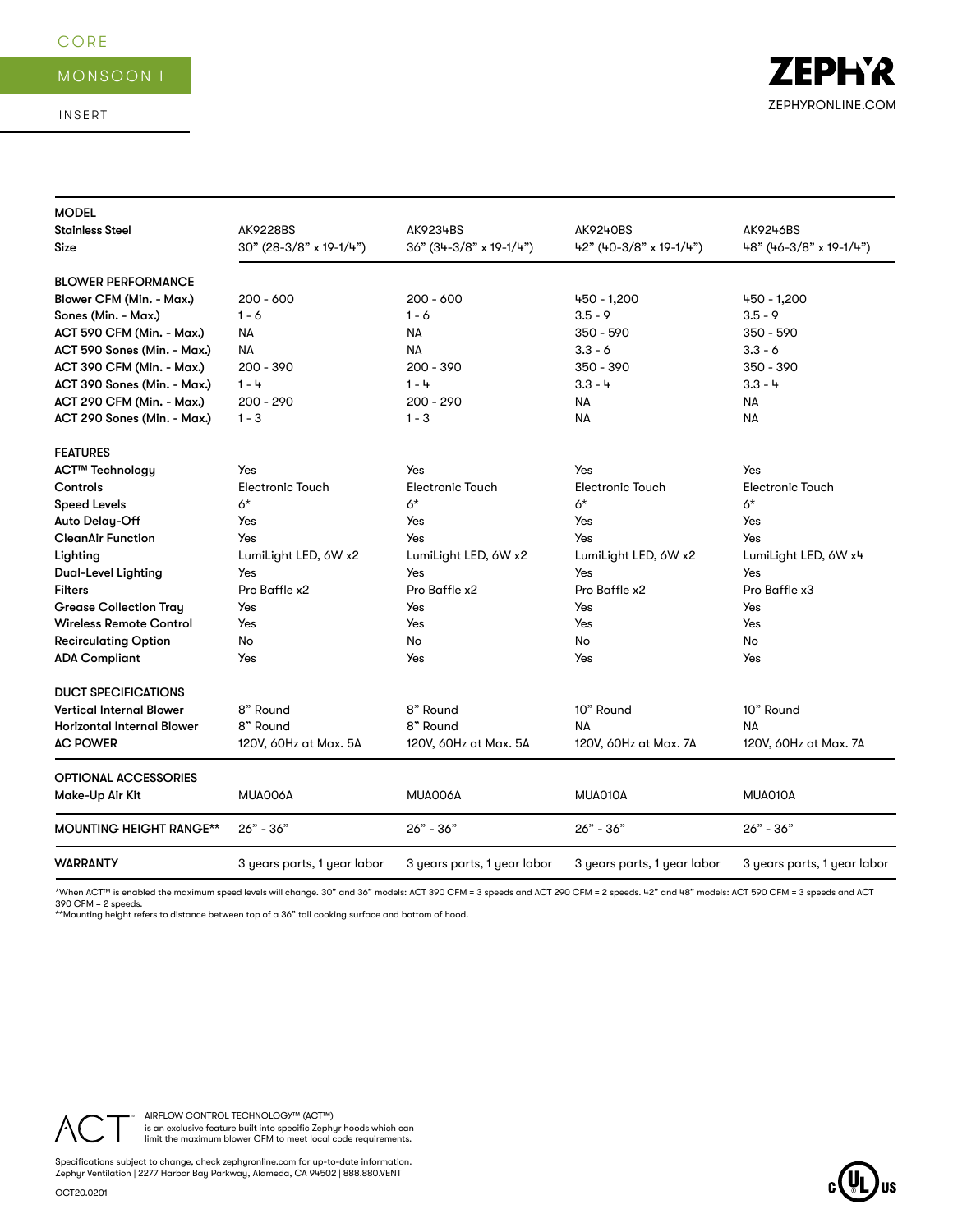CORE

MONSOON I

INSERT

ZEPHYR

ZEPHYRONLINE.COM

| MODEL | | | | |
|---|---|---|---|---|
| Stainless Steel | AK9228BS | AK9234BS | AK9240BS | AK9246BS |
| Size | 30" (28-3/8" x 19-1/4") | 36" (34-3/8" x 19-1/4") | 42" (40-3/8" x 19-1/4") | 48" (46-3/8" x 19-1/4") |
| **BLOWER PERFORMANCE** | | | | |
| Blower CFM (Min. - Max.) | 200 - 600 | 200 - 600 | 450 - 1,200 | 450 - 1,200 |
| Sones (Min. - Max.) | 1 - 6 | 1 - 6 | 3.5 - 9 | 3.5 - 9 |
| ACT 590 CFM (Min. - Max.) | NA | NA | 350 - 590 | 350 - 590 |
| ACT 590 Sones (Min. - Max.) | NA | NA | 3.3 - 6 | 3.3 - 6 |
| ACT 390 CFM (Min. - Max.) | 200 - 390 | 200 - 390 | 350 - 390 | 350 - 390 |
| ACT 390 Sones (Min. - Max.) | 1 - 4 | 1 - 4 | 3.3 - 4 | 3.3 - 4 |
| ACT 290 CFM (Min. - Max.) | 200 - 290 | 200 - 290 | NA | NA |
| ACT 290 Sones (Min. - Max.) | 1 - 3 | 1 - 3 | NA | NA |
| **FEATURES** | | | | |
| ACT™ Technology | Yes | Yes | Yes | Yes |
| Controls | Electronic Touch | Electronic Touch | Electronic Touch | Electronic Touch |
| Speed Levels | 6* | 6* | 6* | 6* |
| Auto Delay-Off | Yes | Yes | Yes | Yes |
| CleanAir Function | Yes | Yes | Yes | Yes |
| Lighting | LumiLight LED, 6W x2 | LumiLight LED, 6W x2 | LumiLight LED, 6W x2 | LumiLight LED, 6W x4 |
| Dual-Level Lighting | Yes | Yes | Yes | Yes |
| Filters | Pro Baffle x2 | Pro Baffle x2 | Pro Baffle x2 | Pro Baffle x3 |
| Grease Collection Tray | Yes | Yes | Yes | Yes |
| Wireless Remote Control | Yes | Yes | Yes | Yes |
| Recirculating Option | No | No | No | No |
| ADA Compliant | Yes | Yes | Yes | Yes |
| **DUCT SPECIFICATIONS** | | | | |
| Vertical Internal Blower | 8" Round | 8" Round | 10" Round | 10" Round |
| Horizontal Internal Blower | 8" Round | 8" Round | NA | NA |
| AC POWER | 120V, 60Hz at Max. 5A | 120V, 60Hz at Max. 5A | 120V, 60Hz at Max. 7A | 120V, 60Hz at Max. 7A |
| **OPTIONAL ACCESSORIES** | | | | |
| Make-Up Air Kit | MUA006A | MUA006A | MUA010A | MUA010A |
| **MOUNTING HEIGHT RANGE**** | 26" - 36" | 26" - 36" | 26" - 36" | 26" - 36" |
| **WARRANTY** | 3 years parts, 1 year labor | 3 years parts, 1 year labor | 3 years parts, 1 year labor | 3 years parts, 1 year labor |

*When ACT™ is enabled the maximum speed levels will change. 30" and 36" models: ACT 390 CFM = 3 speeds and ACT 290 CFM = 2 speeds. 42" and 48" models: ACT 590 CFM = 3 speeds and ACT 390 CFM = 2 speeds.
**Mounting height refers to distance between top of a 36" tall cooking surface and bottom of hood.

ACT™ AIRFLOW CONTROL TECHNOLOGY™ (ACT™) is an exclusive feature built into specific Zephyr hoods which can limit the maximum blower CFM to meet local code requirements.

Specifications subject to change, check zephyronline.com for up-to-date information.
Zephyr Ventilation | 2277 Harbor Bay Parkway, Alameda, CA 94502 | 888.880.VENT

OCT20.0201